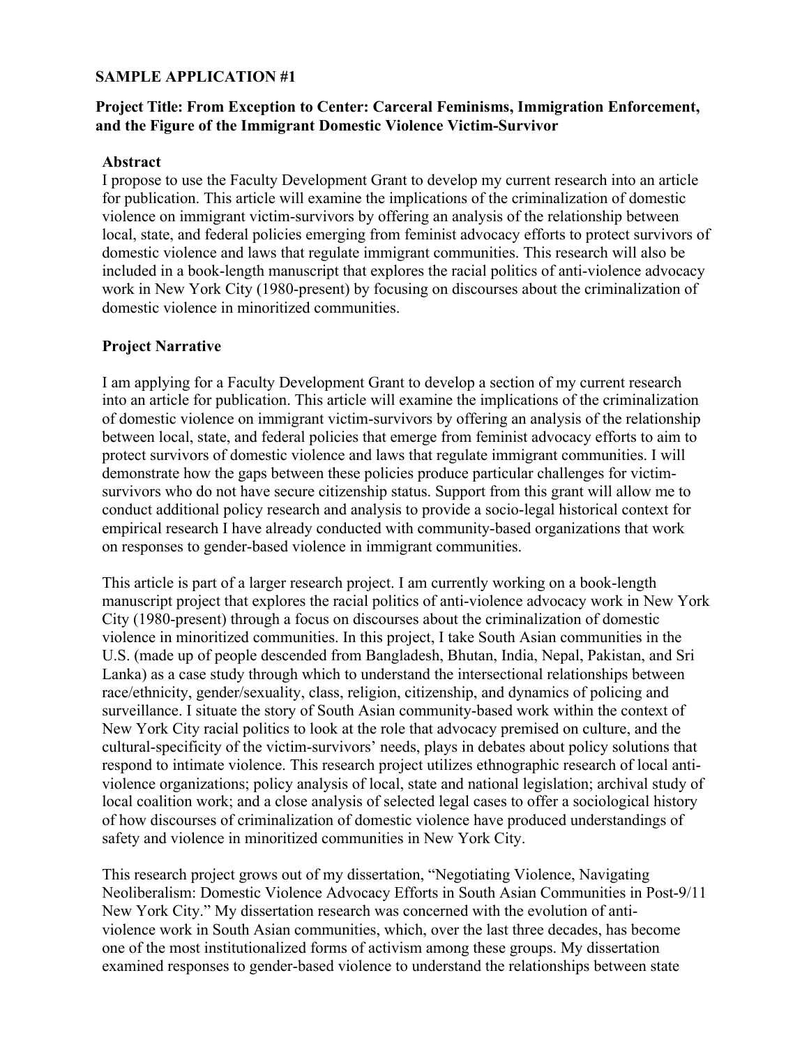# SAMPLE APPLICATION #1

## Project Title: From Exception to Center: Carceral Feminisms, Immigration Enforcement, and the Figure of the Immigrant Domestic Violence Victim-Survivor

### Abstract

I propose to use the Faculty Development Grant to develop my current research into an article for publication. This article will examine the implications of the criminalization of domestic violence on immigrant victim-survivors by offering an analysis of the relationship between local, state, and federal policies emerging from feminist advocacy efforts to protect survivors of domestic violence and laws that regulate immigrant communities. This research will also be included in a book-length manuscript that explores the racial politics of anti-violence advocacy work in New York City (1980-present) by focusing on discourses about the criminalization of domestic violence in minoritized communities.

### Project Narrative

I am applying for a Faculty Development Grant to develop a section of my current research into an article for publication. This article will examine the implications of the criminalization of domestic violence on immigrant victim-survivors by offering an analysis of the relationship between local, state, and federal policies that emerge from feminist advocacy efforts to aim to protect survivors of domestic violence and laws that regulate immigrant communities. I will demonstrate how the gaps between these policies produce particular challenges for victim-survivors who do not have secure citizenship status. Support from this grant will allow me to conduct additional policy research and analysis to provide a socio-legal historical context for empirical research I have already conducted with community-based organizations that work on responses to gender-based violence in immigrant communities.

This article is part of a larger research project. I am currently working on a book-length manuscript project that explores the racial politics of anti-violence advocacy work in New York City (1980-present) through a focus on discourses about the criminalization of domestic violence in minoritized communities. In this project, I take South Asian communities in the U.S. (made up of people descended from Bangladesh, Bhutan, India, Nepal, Pakistan, and Sri Lanka) as a case study through which to understand the intersectional relationships between race/ethnicity, gender/sexuality, class, religion, citizenship, and dynamics of policing and surveillance. I situate the story of South Asian community-based work within the context of New York City racial politics to look at the role that advocacy premised on culture, and the cultural-specificity of the victim-survivors' needs, plays in debates about policy solutions that respond to intimate violence. This research project utilizes ethnographic research of local anti-violence organizations; policy analysis of local, state and national legislation; archival study of local coalition work; and a close analysis of selected legal cases to offer a sociological history of how discourses of criminalization of domestic violence have produced understandings of safety and violence in minoritized communities in New York City.

This research project grows out of my dissertation, "Negotiating Violence, Navigating Neoliberalism: Domestic Violence Advocacy Efforts in South Asian Communities in Post-9/11 New York City." My dissertation research was concerned with the evolution of anti-violence work in South Asian communities, which, over the last three decades, has become one of the most institutionalized forms of activism among these groups. My dissertation examined responses to gender-based violence to understand the relationships between state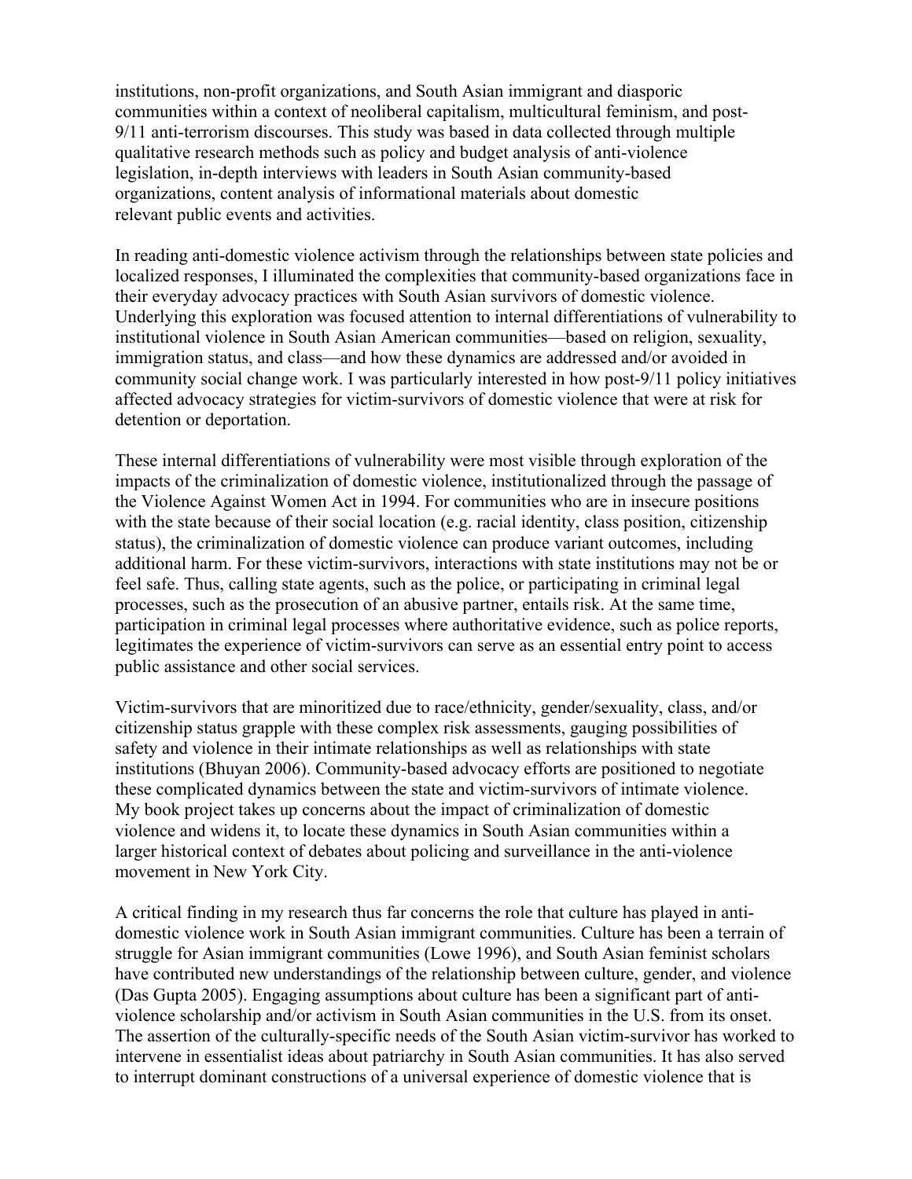institutions, non-profit organizations, and South Asian immigrant and diasporic communities within a context of neoliberal capitalism, multicultural feminism, and post-9/11 anti-terrorism discourses. This study was based in data collected through multiple qualitative research methods such as policy and budget analysis of anti-violence legislation, in-depth interviews with leaders in South Asian community-based organizations, content analysis of informational materials about domestic relevant public events and activities.

In reading anti-domestic violence activism through the relationships between state policies and localized responses, I illuminated the complexities that community-based organizations face in their everyday advocacy practices with South Asian survivors of domestic violence. Underlying this exploration was focused attention to internal differentiations of vulnerability to institutional violence in South Asian American communities—based on religion, sexuality, immigration status, and class—and how these dynamics are addressed and/or avoided in community social change work. I was particularly interested in how post-9/11 policy initiatives affected advocacy strategies for victim-survivors of domestic violence that were at risk for detention or deportation.

These internal differentiations of vulnerability were most visible through exploration of the impacts of the criminalization of domestic violence, institutionalized through the passage of the Violence Against Women Act in 1994. For communities who are in insecure positions with the state because of their social location (e.g. racial identity, class position, citizenship status), the criminalization of domestic violence can produce variant outcomes, including additional harm. For these victim-survivors, interactions with state institutions may not be or feel safe. Thus, calling state agents, such as the police, or participating in criminal legal processes, such as the prosecution of an abusive partner, entails risk. At the same time, participation in criminal legal processes where authoritative evidence, such as police reports, legitimates the experience of victim-survivors can serve as an essential entry point to access public assistance and other social services.

Victim-survivors that are minoritized due to race/ethnicity, gender/sexuality, class, and/or citizenship status grapple with these complex risk assessments, gauging possibilities of safety and violence in their intimate relationships as well as relationships with state institutions (Bhuyan 2006). Community-based advocacy efforts are positioned to negotiate these complicated dynamics between the state and victim-survivors of intimate violence. My book project takes up concerns about the impact of criminalization of domestic violence and widens it, to locate these dynamics in South Asian communities within a larger historical context of debates about policing and surveillance in the anti-violence movement in New York City.

A critical finding in my research thus far concerns the role that culture has played in anti-domestic violence work in South Asian immigrant communities. Culture has been a terrain of struggle for Asian immigrant communities (Lowe 1996), and South Asian feminist scholars have contributed new understandings of the relationship between culture, gender, and violence (Das Gupta 2005). Engaging assumptions about culture has been a significant part of anti-violence scholarship and/or activism in South Asian communities in the U.S. from its onset. The assertion of the culturally-specific needs of the South Asian victim-survivor has worked to intervene in essentialist ideas about patriarchy in South Asian communities. It has also served to interrupt dominant constructions of a universal experience of domestic violence that is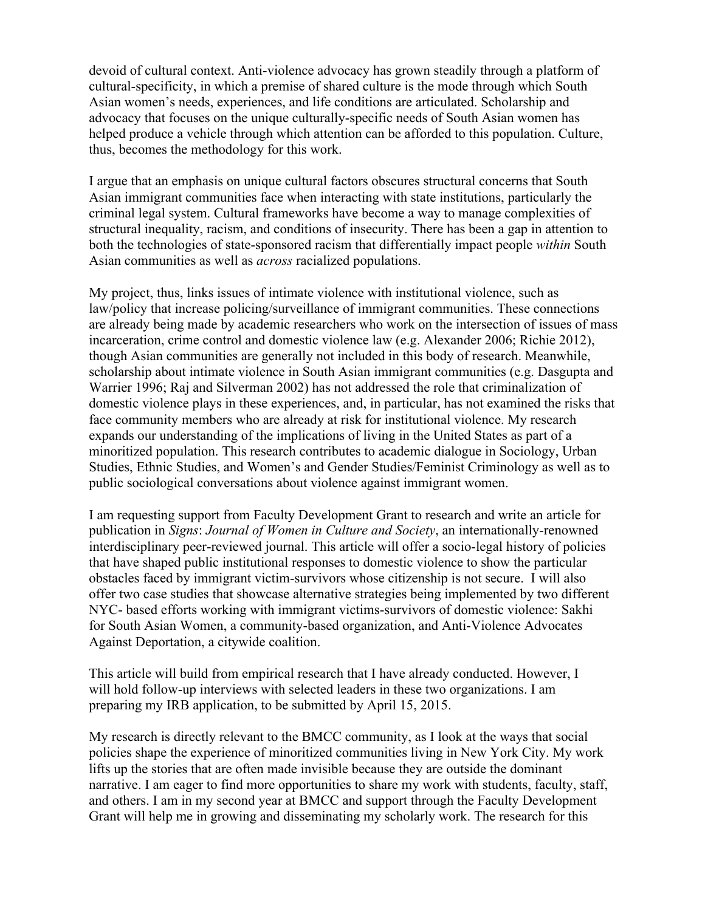devoid of cultural context. Anti-violence advocacy has grown steadily through a platform of cultural-specificity, in which a premise of shared culture is the mode through which South Asian women's needs, experiences, and life conditions are articulated. Scholarship and advocacy that focuses on the unique culturally-specific needs of South Asian women has helped produce a vehicle through which attention can be afforded to this population. Culture, thus, becomes the methodology for this work.

I argue that an emphasis on unique cultural factors obscures structural concerns that South Asian immigrant communities face when interacting with state institutions, particularly the criminal legal system. Cultural frameworks have become a way to manage complexities of structural inequality, racism, and conditions of insecurity. There has been a gap in attention to both the technologies of state-sponsored racism that differentially impact people *within* South Asian communities as well as *across* racialized populations.

My project, thus, links issues of intimate violence with institutional violence, such as law/policy that increase policing/surveillance of immigrant communities. These connections are already being made by academic researchers who work on the intersection of issues of mass incarceration, crime control and domestic violence law (e.g. Alexander 2006; Richie 2012), though Asian communities are generally not included in this body of research. Meanwhile, scholarship about intimate violence in South Asian immigrant communities (e.g. Dasgupta and Warrier 1996; Raj and Silverman 2002) has not addressed the role that criminalization of domestic violence plays in these experiences, and, in particular, has not examined the risks that face community members who are already at risk for institutional violence. My research expands our understanding of the implications of living in the United States as part of a minoritized population. This research contributes to academic dialogue in Sociology, Urban Studies, Ethnic Studies, and Women's and Gender Studies/Feminist Criminology as well as to public sociological conversations about violence against immigrant women.

I am requesting support from Faculty Development Grant to research and write an article for publication in *Signs*: *Journal of Women in Culture and Society*, an internationally-renowned interdisciplinary peer-reviewed journal. This article will offer a socio-legal history of policies that have shaped public institutional responses to domestic violence to show the particular obstacles faced by immigrant victim-survivors whose citizenship is not secure. I will also offer two case studies that showcase alternative strategies being implemented by two different NYC- based efforts working with immigrant victims-survivors of domestic violence: Sakhi for South Asian Women, a community-based organization, and Anti-Violence Advocates Against Deportation, a citywide coalition.

This article will build from empirical research that I have already conducted. However, I will hold follow-up interviews with selected leaders in these two organizations. I am preparing my IRB application, to be submitted by April 15, 2015.

My research is directly relevant to the BMCC community, as I look at the ways that social policies shape the experience of minoritized communities living in New York City. My work lifts up the stories that are often made invisible because they are outside the dominant narrative. I am eager to find more opportunities to share my work with students, faculty, staff, and others. I am in my second year at BMCC and support through the Faculty Development Grant will help me in growing and disseminating my scholarly work. The research for this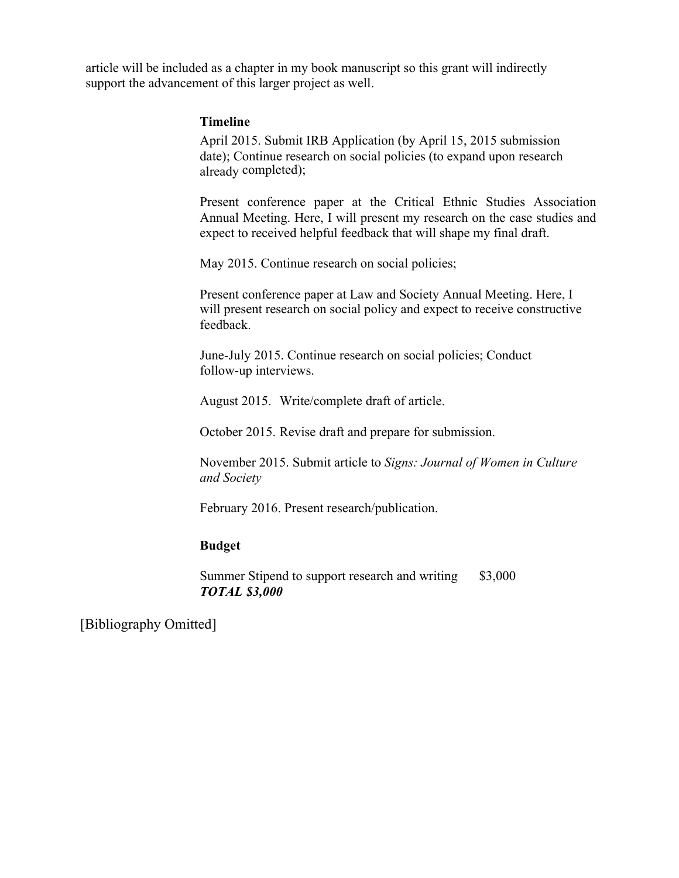article will be included as a chapter in my book manuscript so this grant will indirectly support the advancement of this larger project as well.

**Timeline**

April 2015. Submit IRB Application (by April 15, 2015 submission date); Continue research on social policies (to expand upon research already completed);

Present conference paper at the Critical Ethnic Studies Association Annual Meeting. Here, I will present my research on the case studies and expect to received helpful feedback that will shape my final draft.

May 2015. Continue research on social policies;

Present conference paper at Law and Society Annual Meeting. Here, I will present research on social policy and expect to receive constructive feedback.

June-July 2015. Continue research on social policies; Conduct follow-up interviews.

August 2015. Write/complete draft of article.

October 2015. Revise draft and prepare for submission.

November 2015. Submit article to *Signs: Journal of Women in Culture and Society*

February 2016. Present research/publication.

**Budget**

Summer Stipend to support research and writing $3,000
***TOTAL $3,000***

[Bibliography Omitted]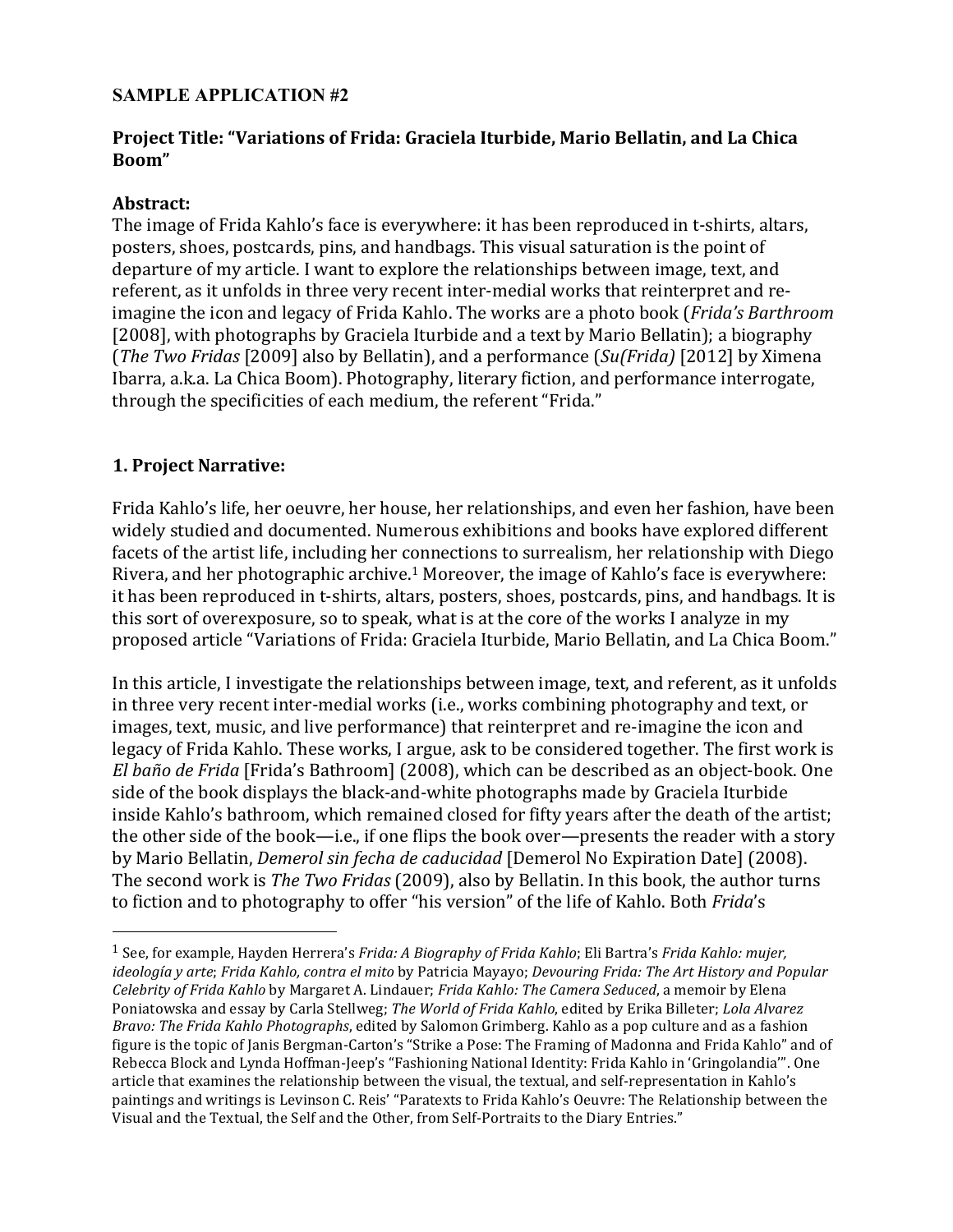**SAMPLE APPLICATION #2**

**Project Title: "Variations of Frida: Graciela Iturbide, Mario Bellatin, and La Chica Boom"**

**Abstract:**
The image of Frida Kahlo's face is everywhere: it has been reproduced in t-shirts, altars, posters, shoes, postcards, pins, and handbags. This visual saturation is the point of departure of my article. I want to explore the relationships between image, text, and referent, as it unfolds in three very recent inter-medial works that reinterpret and re-imagine the icon and legacy of Frida Kahlo. The works are a photo book (*Frida's Barthroom* [2008], with photographs by Graciela Iturbide and a text by Mario Bellatin); a biography (*The Two Fridas* [2009] also by Bellatin), and a performance (*Su(Frida)* [2012] by Ximena Ibarra, a.k.a. La Chica Boom). Photography, literary fiction, and performance interrogate, through the specificities of each medium, the referent "Frida."

## 1. Project Narrative:

Frida Kahlo's life, her oeuvre, her house, her relationships, and even her fashion, have been widely studied and documented. Numerous exhibitions and books have explored different facets of the artist life, including her connections to surrealism, her relationship with Diego Rivera, and her photographic archive.[1] Moreover, the image of Kahlo's face is everywhere: it has been reproduced in t-shirts, altars, posters, shoes, postcards, pins, and handbags. It is this sort of overexposure, so to speak, what is at the core of the works I analyze in my proposed article "Variations of Frida: Graciela Iturbide, Mario Bellatin, and La Chica Boom."

In this article, I investigate the relationships between image, text, and referent, as it unfolds in three very recent inter-medial works (i.e., works combining photography and text, or images, text, music, and live performance) that reinterpret and re-imagine the icon and legacy of Frida Kahlo. These works, I argue, ask to be considered together. The first work is *El baño de Frida* [Frida's Bathroom] (2008), which can be described as an object-book. One side of the book displays the black-and-white photographs made by Graciela Iturbide inside Kahlo's bathroom, which remained closed for fifty years after the death of the artist; the other side of the book—i.e., if one flips the book over—presents the reader with a story by Mario Bellatin, *Demerol sin fecha de caducidad* [Demerol No Expiration Date] (2008). The second work is *The Two Fridas* (2009), also by Bellatin. In this book, the author turns to fiction and to photography to offer "his version" of the life of Kahlo. Both *Frida*'s

---

[1] See, for example, Hayden Herrera's *Frida: A Biography of Frida Kahlo*; Eli Bartra's *Frida Kahlo: mujer, ideología y arte*; *Frida Kahlo, contra el mito* by Patricia Mayayo; *Devouring Frida: The Art History and Popular Celebrity of Frida Kahlo* by Margaret A. Lindauer; *Frida Kahlo: The Camera Seduced*, a memoir by Elena Poniatowska and essay by Carla Stellweg; *The World of Frida Kahlo*, edited by Erika Billeter; *Lola Alvarez Bravo: The Frida Kahlo Photographs*, edited by Salomon Grimberg. Kahlo as a pop culture and as a fashion figure is the topic of Janis Bergman-Carton's "Strike a Pose: The Framing of Madonna and Frida Kahlo" and of Rebecca Block and Lynda Hoffman-Jeep's "Fashioning National Identity: Frida Kahlo in 'Gringolandia'". One article that examines the relationship between the visual, the textual, and self-representation in Kahlo's paintings and writings is Levinson C. Reis' "Paratexts to Frida Kahlo's Oeuvre: The Relationship between the Visual and the Textual, the Self and the Other, from Self-Portraits to the Diary Entries."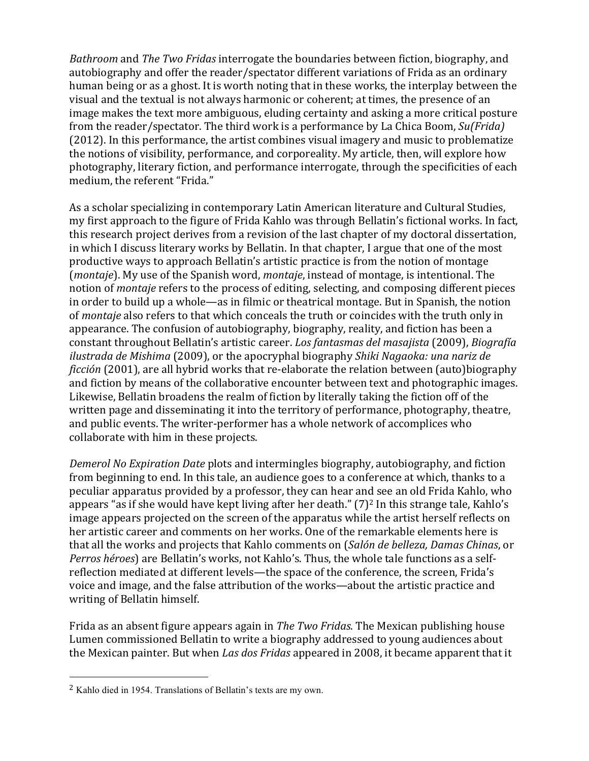*Bathroom* and *The Two Fridas* interrogate the boundaries between fiction, biography, and autobiography and offer the reader/spectator different variations of Frida as an ordinary human being or as a ghost. It is worth noting that in these works, the interplay between the visual and the textual is not always harmonic or coherent; at times, the presence of an image makes the text more ambiguous, eluding certainty and asking a more critical posture from the reader/spectator. The third work is a performance by La Chica Boom, *Su(Frida)* (2012). In this performance, the artist combines visual imagery and music to problematize the notions of visibility, performance, and corporeality. My article, then, will explore how photography, literary fiction, and performance interrogate, through the specificities of each medium, the referent "Frida."

As a scholar specializing in contemporary Latin American literature and Cultural Studies, my first approach to the figure of Frida Kahlo was through Bellatin's fictional works. In fact, this research project derives from a revision of the last chapter of my doctoral dissertation, in which I discuss literary works by Bellatin. In that chapter, I argue that one of the most productive ways to approach Bellatin's artistic practice is from the notion of montage (*montaje*). My use of the Spanish word, *montaje*, instead of montage, is intentional. The notion of *montaje* refers to the process of editing, selecting, and composing different pieces in order to build up a whole—as in filmic or theatrical montage. But in Spanish, the notion of *montaje* also refers to that which conceals the truth or coincides with the truth only in appearance. The confusion of autobiography, biography, reality, and fiction has been a constant throughout Bellatin's artistic career. *Los fantasmas del masajista* (2009), *Biografía ilustrada de Mishima* (2009), or the apocryphal biography *Shiki Nagaoka: una nariz de ficción* (2001), are all hybrid works that re-elaborate the relation between (auto)biography and fiction by means of the collaborative encounter between text and photographic images. Likewise, Bellatin broadens the realm of fiction by literally taking the fiction off of the written page and disseminating it into the territory of performance, photography, theatre, and public events. The writer-performer has a whole network of accomplices who collaborate with him in these projects.

*Demerol No Expiration Date* plots and intermingles biography, autobiography, and fiction from beginning to end. In this tale, an audience goes to a conference at which, thanks to a peculiar apparatus provided by a professor, they can hear and see an old Frida Kahlo, who appears "as if she would have kept living after her death." (7)[2] In this strange tale, Kahlo's image appears projected on the screen of the apparatus while the artist herself reflects on her artistic career and comments on her works. One of the remarkable elements here is that all the works and projects that Kahlo comments on (*Salón de belleza, Damas Chinas*, or *Perros héroes*) are Bellatin's works, not Kahlo's. Thus, the whole tale functions as a self-reflection mediated at different levels—the space of the conference, the screen, Frida's voice and image, and the false attribution of the works—about the artistic practice and writing of Bellatin himself.

Frida as an absent figure appears again in *The Two Fridas*. The Mexican publishing house Lumen commissioned Bellatin to write a biography addressed to young audiences about the Mexican painter. But when *Las dos Fridas* appeared in 2008, it became apparent that it

---

[2] Kahlo died in 1954. Translations of Bellatin's texts are my own.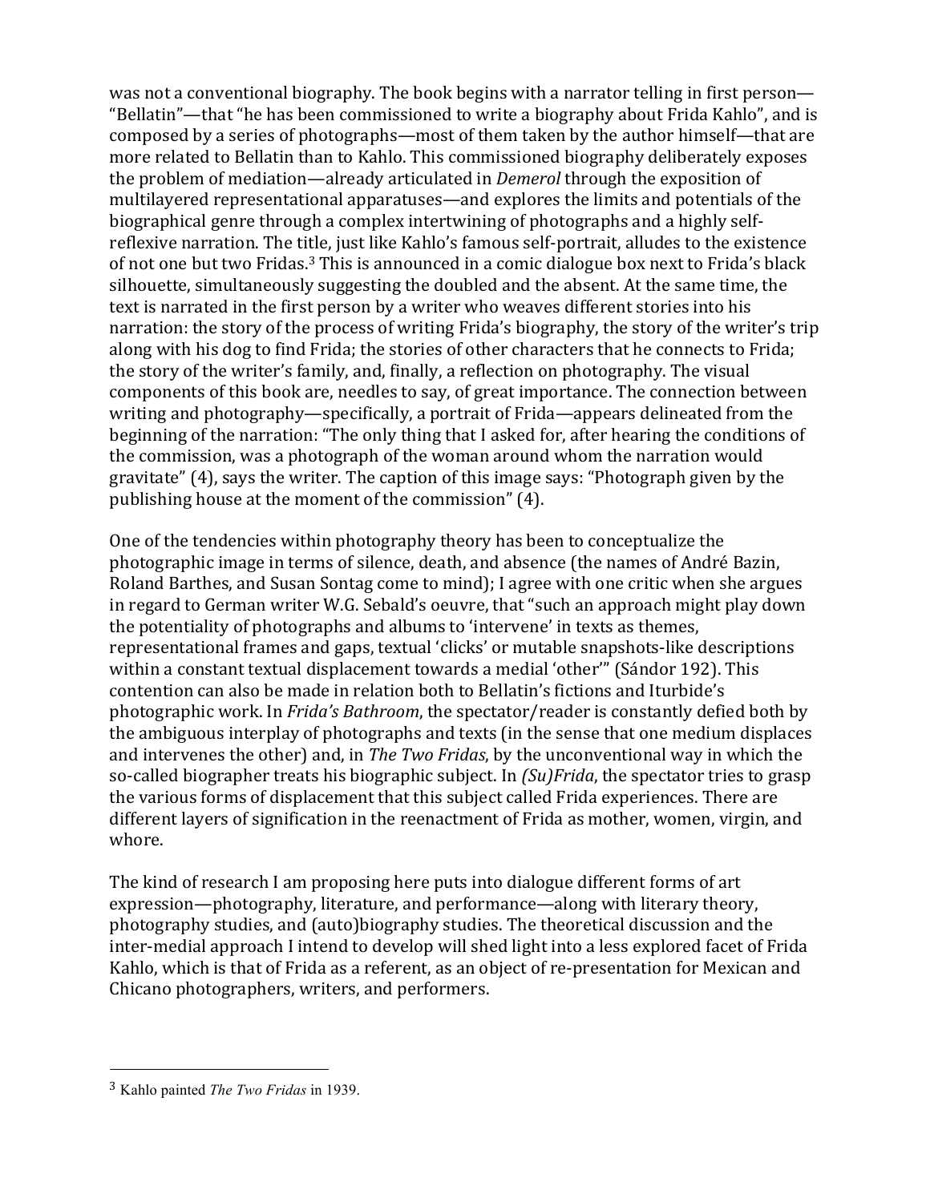was not a conventional biography. The book begins with a narrator telling in first person—"Bellatin"—that "he has been commissioned to write a biography about Frida Kahlo", and is composed by a series of photographs—most of them taken by the author himself—that are more related to Bellatin than to Kahlo. This commissioned biography deliberately exposes the problem of mediation—already articulated in *Demerol* through the exposition of multilayered representational apparatuses—and explores the limits and potentials of the biographical genre through a complex intertwining of photographs and a highly self-reflexive narration. The title, just like Kahlo's famous self-portrait, alludes to the existence of not one but two Fridas.[3] This is announced in a comic dialogue box next to Frida's black silhouette, simultaneously suggesting the doubled and the absent. At the same time, the text is narrated in the first person by a writer who weaves different stories into his narration: the story of the process of writing Frida's biography, the story of the writer's trip along with his dog to find Frida; the stories of other characters that he connects to Frida; the story of the writer's family, and, finally, a reflection on photography. The visual components of this book are, needles to say, of great importance. The connection between writing and photography—specifically, a portrait of Frida—appears delineated from the beginning of the narration: "The only thing that I asked for, after hearing the conditions of the commission, was a photograph of the woman around whom the narration would gravitate" (4), says the writer. The caption of this image says: "Photograph given by the publishing house at the moment of the commission" (4).

One of the tendencies within photography theory has been to conceptualize the photographic image in terms of silence, death, and absence (the names of André Bazin, Roland Barthes, and Susan Sontag come to mind); I agree with one critic when she argues in regard to German writer W.G. Sebald's oeuvre, that "such an approach might play down the potentiality of photographs and albums to 'intervene' in texts as themes, representational frames and gaps, textual 'clicks' or mutable snapshots-like descriptions within a constant textual displacement towards a medial 'other'" (Sándor 192). This contention can also be made in relation both to Bellatin's fictions and Iturbide's photographic work. In *Frida's Bathroom*, the spectator/reader is constantly defied both by the ambiguous interplay of photographs and texts (in the sense that one medium displaces and intervenes the other) and, in *The Two Fridas*, by the unconventional way in which the so-called biographer treats his biographic subject. In *(Su)Frida*, the spectator tries to grasp the various forms of displacement that this subject called Frida experiences. There are different layers of signification in the reenactment of Frida as mother, women, virgin, and whore.

The kind of research I am proposing here puts into dialogue different forms of art expression—photography, literature, and performance—along with literary theory, photography studies, and (auto)biography studies. The theoretical discussion and the inter-medial approach I intend to develop will shed light into a less explored facet of Frida Kahlo, which is that of Frida as a referent, as an object of re-presentation for Mexican and Chicano photographers, writers, and performers.

[3] Kahlo painted *The Two Fridas* in 1939.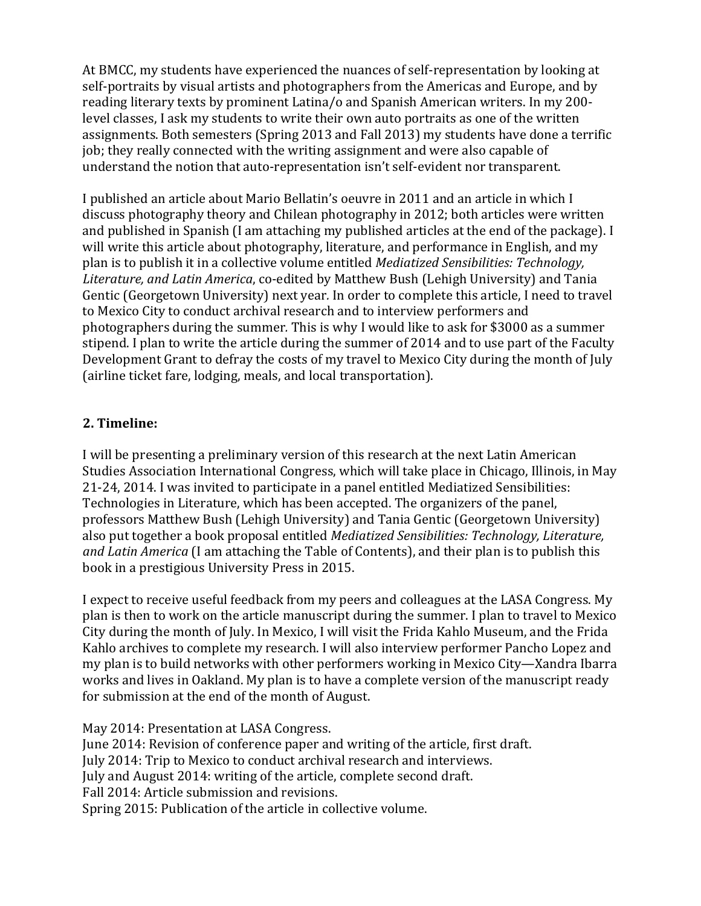At BMCC, my students have experienced the nuances of self-representation by looking at self-portraits by visual artists and photographers from the Americas and Europe, and by reading literary texts by prominent Latina/o and Spanish American writers. In my 200-level classes, I ask my students to write their own auto portraits as one of the written assignments. Both semesters (Spring 2013 and Fall 2013) my students have done a terrific job; they really connected with the writing assignment and were also capable of understand the notion that auto-representation isn't self-evident nor transparent.

I published an article about Mario Bellatin's oeuvre in 2011 and an article in which I discuss photography theory and Chilean photography in 2012; both articles were written and published in Spanish (I am attaching my published articles at the end of the package). I will write this article about photography, literature, and performance in English, and my plan is to publish it in a collective volume entitled *Mediatized Sensibilities: Technology, Literature, and Latin America*, co-edited by Matthew Bush (Lehigh University) and Tania Gentic (Georgetown University) next year. In order to complete this article, I need to travel to Mexico City to conduct archival research and to interview performers and photographers during the summer. This is why I would like to ask for $3000 as a summer stipend. I plan to write the article during the summer of 2014 and to use part of the Faculty Development Grant to defray the costs of my travel to Mexico City during the month of July (airline ticket fare, lodging, meals, and local transportation).

## 2. Timeline:

I will be presenting a preliminary version of this research at the next Latin American Studies Association International Congress, which will take place in Chicago, Illinois, in May 21-24, 2014. I was invited to participate in a panel entitled Mediatized Sensibilities: Technologies in Literature, which has been accepted. The organizers of the panel, professors Matthew Bush (Lehigh University) and Tania Gentic (Georgetown University) also put together a book proposal entitled *Mediatized Sensibilities: Technology, Literature, and Latin America* (I am attaching the Table of Contents), and their plan is to publish this book in a prestigious University Press in 2015.

I expect to receive useful feedback from my peers and colleagues at the LASA Congress. My plan is then to work on the article manuscript during the summer. I plan to travel to Mexico City during the month of July. In Mexico, I will visit the Frida Kahlo Museum, and the Frida Kahlo archives to complete my research. I will also interview performer Pancho Lopez and my plan is to build networks with other performers working in Mexico City—Xandra Ibarra works and lives in Oakland. My plan is to have a complete version of the manuscript ready for submission at the end of the month of August.

May 2014: Presentation at LASA Congress.
June 2014: Revision of conference paper and writing of the article, first draft.
July 2014: Trip to Mexico to conduct archival research and interviews.
July and August 2014: writing of the article, complete second draft.
Fall 2014: Article submission and revisions.
Spring 2015: Publication of the article in collective volume.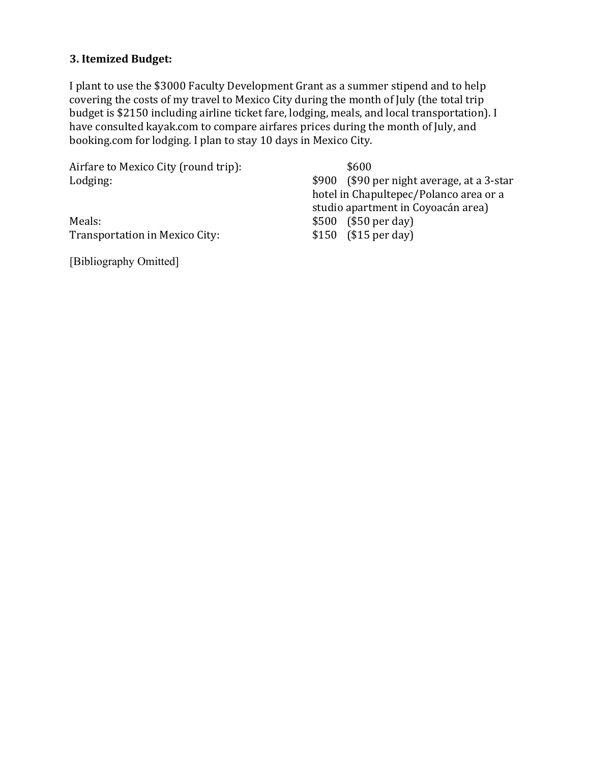**3. Itemized Budget:**

I plant to use the $3000 Faculty Development Grant as a summer stipend and to help covering the costs of my travel to Mexico City during the month of July (the total trip budget is $2150 including airline ticket fare, lodging, meals, and local transportation). I have consulted kayak.com to compare airfares prices during the month of July, and booking.com for lodging. I plan to stay 10 days in Mexico City.

| | | |
|---|---|---|
| Airfare to Mexico City (round trip): | $600 | |
| Lodging: | $900 | ($90 per night average, at a 3-star hotel in Chapultepec/Polanco area or a studio apartment in Coyoacán area) |
| Meals: | $500 | ($50 per day) |
| Transportation in Mexico City: | $150 | ($15 per day) |

[Bibliography Omitted]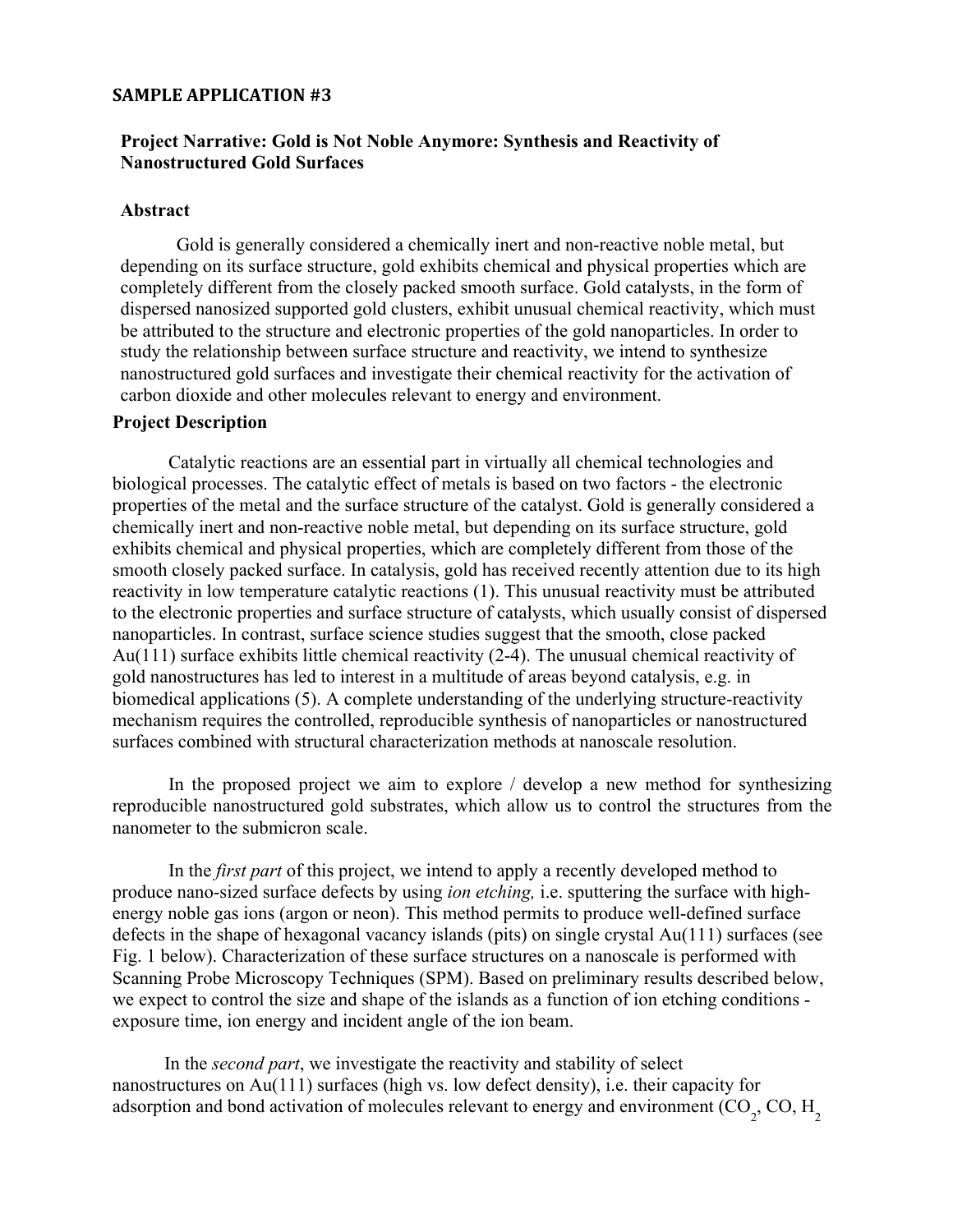**SAMPLE APPLICATION #3**

## Project Narrative: Gold is Not Noble Anymore: Synthesis and Reactivity of Nanostructured Gold Surfaces

### Abstract

Gold is generally considered a chemically inert and non-reactive noble metal, but depending on its surface structure, gold exhibits chemical and physical properties which are completely different from the closely packed smooth surface. Gold catalysts, in the form of dispersed nanosized supported gold clusters, exhibit unusual chemical reactivity, which must be attributed to the structure and electronic properties of the gold nanoparticles. In order to study the relationship between surface structure and reactivity, we intend to synthesize nanostructured gold surfaces and investigate their chemical reactivity for the activation of carbon dioxide and other molecules relevant to energy and environment.

### Project Description

Catalytic reactions are an essential part in virtually all chemical technologies and biological processes. The catalytic effect of metals is based on two factors - the electronic properties of the metal and the surface structure of the catalyst. Gold is generally considered a chemically inert and non-reactive noble metal, but depending on its surface structure, gold exhibits chemical and physical properties, which are completely different from those of the smooth closely packed surface. In catalysis, gold has received recently attention due to its high reactivity in low temperature catalytic reactions (1). This unusual reactivity must be attributed to the electronic properties and surface structure of catalysts, which usually consist of dispersed nanoparticles. In contrast, surface science studies suggest that the smooth, close packed Au(111) surface exhibits little chemical reactivity (2-4). The unusual chemical reactivity of gold nanostructures has led to interest in a multitude of areas beyond catalysis, e.g. in biomedical applications (5). A complete understanding of the underlying structure-reactivity mechanism requires the controlled, reproducible synthesis of nanoparticles or nanostructured surfaces combined with structural characterization methods at nanoscale resolution.

In the proposed project we aim to explore / develop a new method for synthesizing reproducible nanostructured gold substrates, which allow us to control the structures from the nanometer to the submicron scale.

In the *first part* of this project, we intend to apply a recently developed method to produce nano-sized surface defects by using *ion etching,* i.e. sputtering the surface with high-energy noble gas ions (argon or neon). This method permits to produce well-defined surface defects in the shape of hexagonal vacancy islands (pits) on single crystal Au(111) surfaces (see Fig. 1 below). Characterization of these surface structures on a nanoscale is performed with Scanning Probe Microscopy Techniques (SPM). Based on preliminary results described below, we expect to control the size and shape of the islands as a function of ion etching conditions - exposure time, ion energy and incident angle of the ion beam.

In the *second part*, we investigate the reactivity and stability of select nanostructures on Au(111) surfaces (high vs. low defect density), i.e. their capacity for adsorption and bond activation of molecules relevant to energy and environment ($CO_2$, CO, $H_2$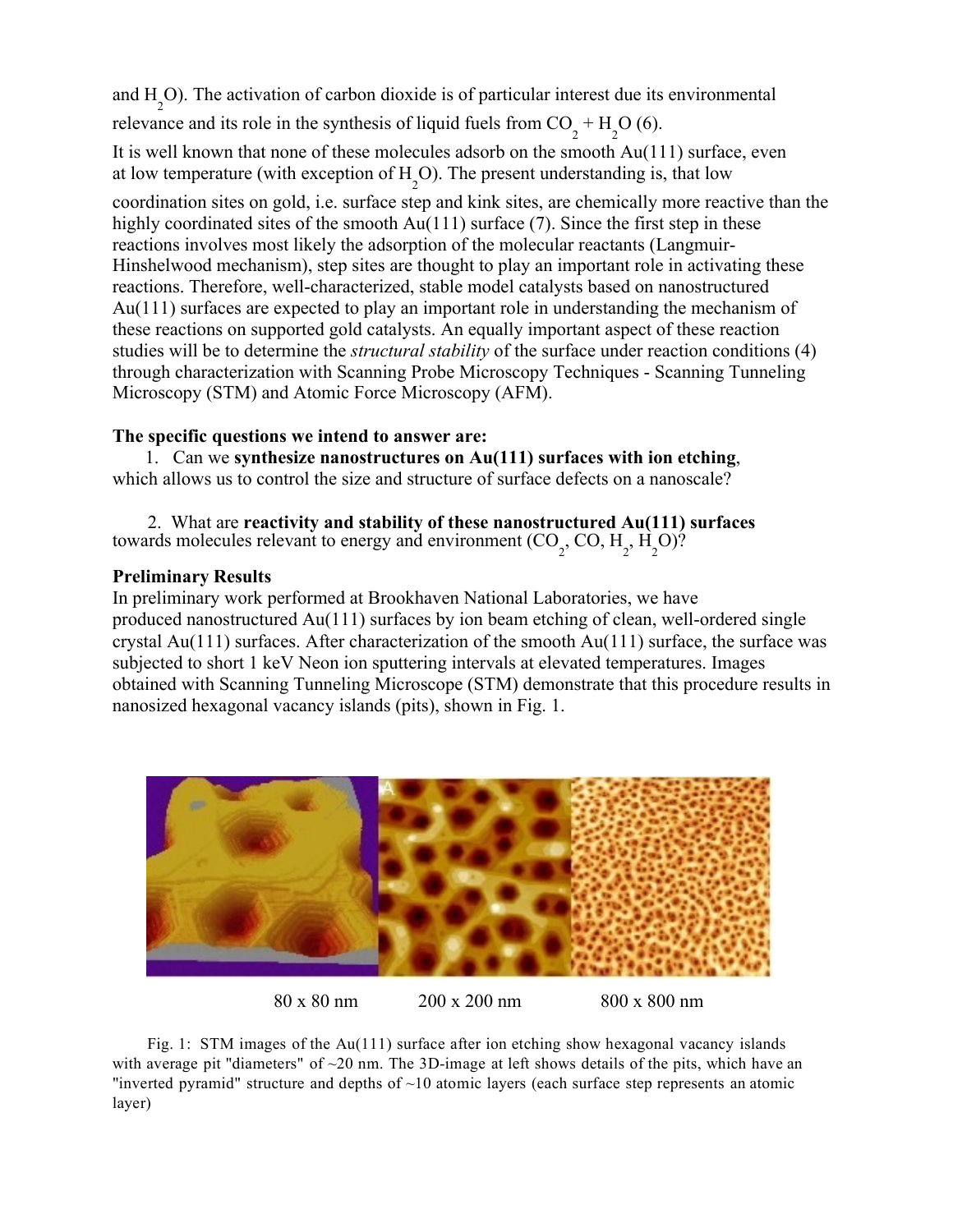and $H_2O$). The activation of carbon dioxide is of particular interest due its environmental relevance and its role in the synthesis of liquid fuels from $CO_2 + H_2O$ (6).

It is well known that none of these molecules adsorb on the smooth Au(111) surface, even at low temperature (with exception of $H_2O$). The present understanding is, that low coordination sites on gold, i.e. surface step and kink sites, are chemically more reactive than the highly coordinated sites of the smooth Au(111) surface (7). Since the first step in these reactions involves most likely the adsorption of the molecular reactants (Langmuir-Hinshelwood mechanism), step sites are thought to play an important role in activating these reactions. Therefore, well-characterized, stable model catalysts based on nanostructured Au(111) surfaces are expected to play an important role in understanding the mechanism of these reactions on supported gold catalysts. An equally important aspect of these reaction studies will be to determine the *structural stability* of the surface under reaction conditions (4) through characterization with Scanning Probe Microscopy Techniques - Scanning Tunneling Microscopy (STM) and Atomic Force Microscopy (AFM).

**The specific questions we intend to answer are:**

1. Can we **synthesize nanostructures on Au(111) surfaces with ion etching**, which allows us to control the size and structure of surface defects on a nanoscale?

2. What are **reactivity and stability of these nanostructured Au(111) surfaces** towards molecules relevant to energy and environment ($CO_2$, CO, $H_2$, $H_2O$)?

**Preliminary Results**

In preliminary work performed at Brookhaven National Laboratories, we have produced nanostructured Au(111) surfaces by ion beam etching of clean, well-ordered single crystal Au(111) surfaces. After characterization of the smooth Au(111) surface, the surface was subjected to short 1 keV Neon ion sputtering intervals at elevated temperatures. Images obtained with Scanning Tunneling Microscope (STM) demonstrate that this procedure results in nanosized hexagonal vacancy islands (pits), shown in Fig. 1.

80 x 80 nm    200 x 200 nm    800 x 800 nm

Fig. 1: STM images of the Au(111) surface after ion etching show hexagonal vacancy islands with average pit "diameters" of ~20 nm. The 3D-image at left shows details of the pits, which have an "inverted pyramid" structure and depths of ~10 atomic layers (each surface step represents an atomic layer)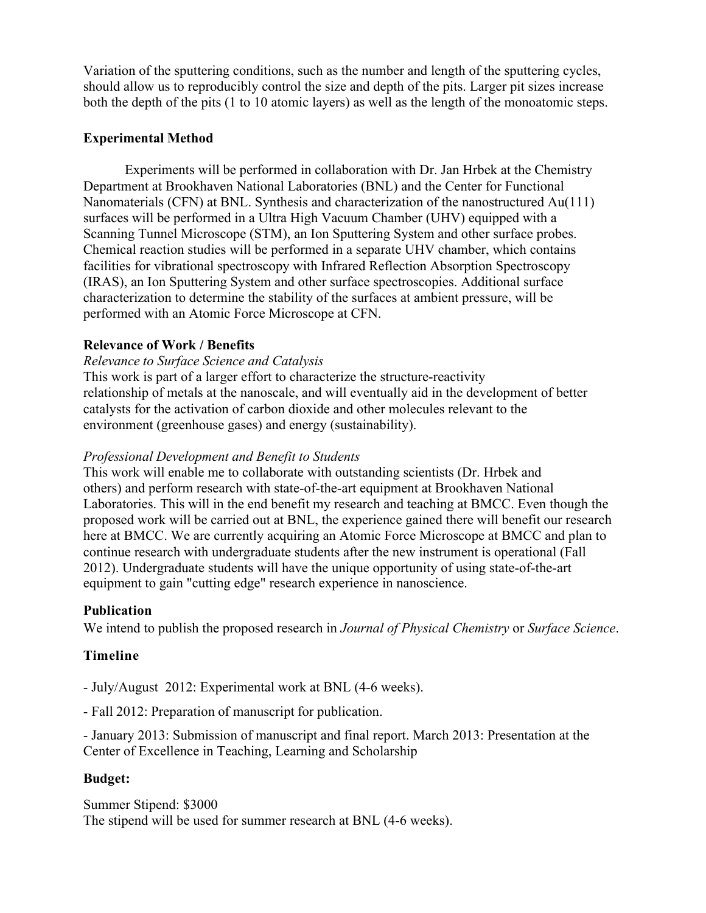Variation of the sputtering conditions, such as the number and length of the sputtering cycles, should allow us to reproducibly control the size and depth of the pits. Larger pit sizes increase both the depth of the pits (1 to 10 atomic layers) as well as the length of the monoatomic steps.

## Experimental Method

Experiments will be performed in collaboration with Dr. Jan Hrbek at the Chemistry Department at Brookhaven National Laboratories (BNL) and the Center for Functional Nanomaterials (CFN) at BNL. Synthesis and characterization of the nanostructured Au(111) surfaces will be performed in a Ultra High Vacuum Chamber (UHV) equipped with a Scanning Tunnel Microscope (STM), an Ion Sputtering System and other surface probes. Chemical reaction studies will be performed in a separate UHV chamber, which contains facilities for vibrational spectroscopy with Infrared Reflection Absorption Spectroscopy (IRAS), an Ion Sputtering System and other surface spectroscopies. Additional surface characterization to determine the stability of the surfaces at ambient pressure, will be performed with an Atomic Force Microscope at CFN.

## Relevance of Work / Benefits

*Relevance to Surface Science and Catalysis*

This work is part of a larger effort to characterize the structure-reactivity relationship of metals at the nanoscale, and will eventually aid in the development of better catalysts for the activation of carbon dioxide and other molecules relevant to the environment (greenhouse gases) and energy (sustainability).

*Professional Development and Benefit to Students*

This work will enable me to collaborate with outstanding scientists (Dr. Hrbek and others) and perform research with state-of-the-art equipment at Brookhaven National Laboratories. This will in the end benefit my research and teaching at BMCC. Even though the proposed work will be carried out at BNL, the experience gained there will benefit our research here at BMCC. We are currently acquiring an Atomic Force Microscope at BMCC and plan to continue research with undergraduate students after the new instrument is operational (Fall 2012). Undergraduate students will have the unique opportunity of using state-of-the-art equipment to gain "cutting edge" research experience in nanoscience.

## Publication

We intend to publish the proposed research in *Journal of Physical Chemistry* or *Surface Science*.

## Timeline

- July/August 2012: Experimental work at BNL (4-6 weeks).

- Fall 2012: Preparation of manuscript for publication.

- January 2013: Submission of manuscript and final report. March 2013: Presentation at the Center of Excellence in Teaching, Learning and Scholarship

## Budget:

Summer Stipend: $3000

The stipend will be used for summer research at BNL (4-6 weeks).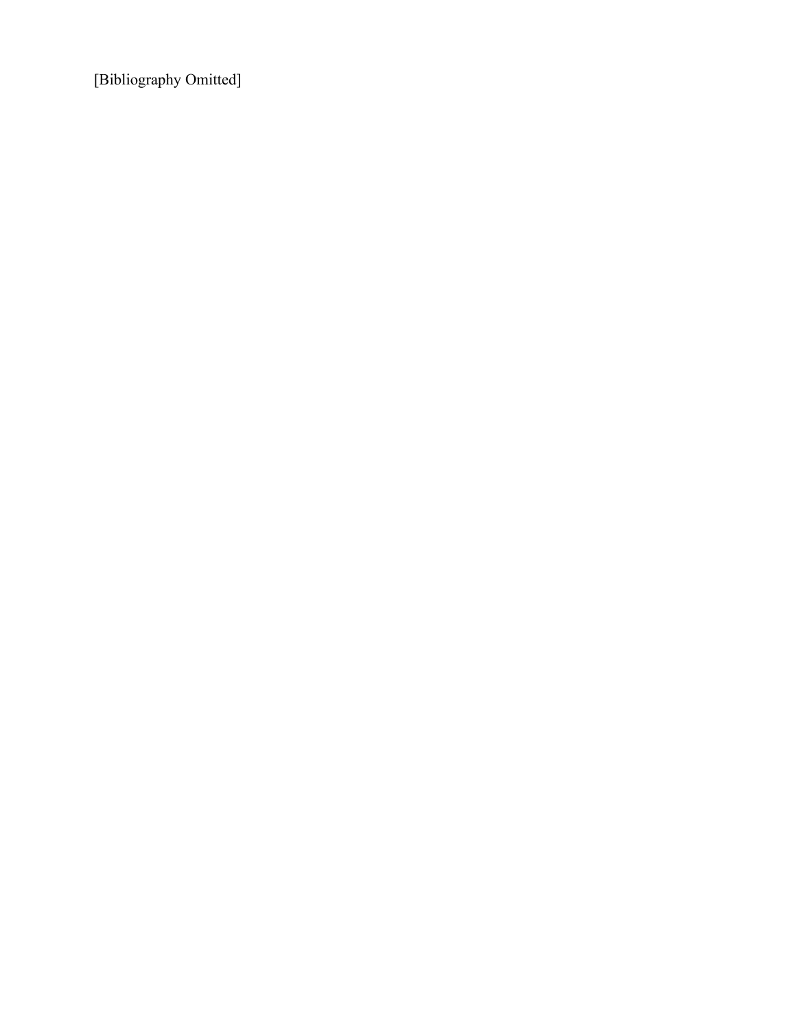[Bibliography Omitted]